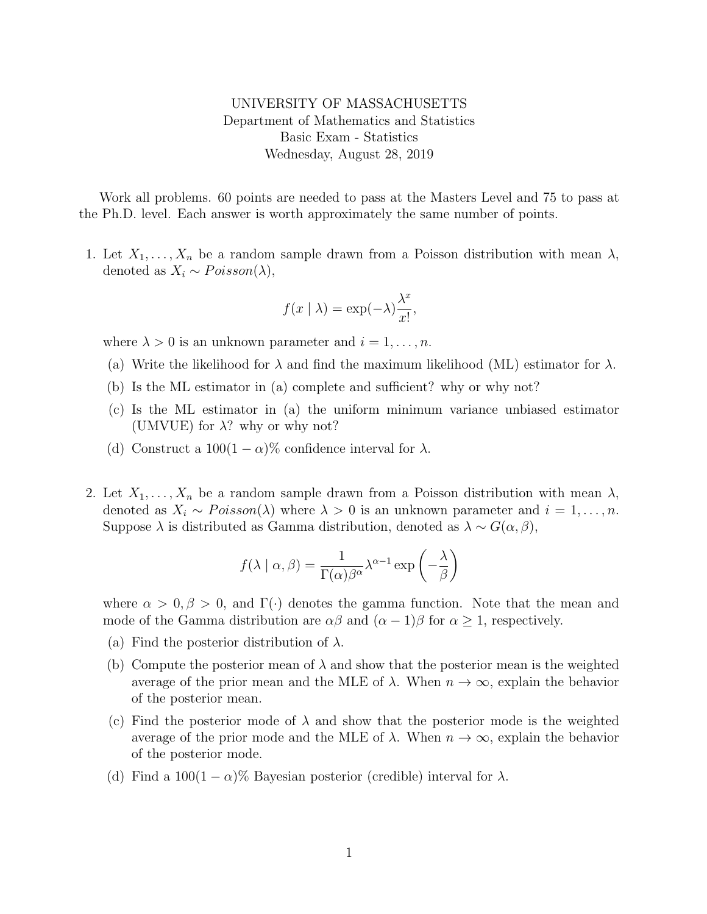UNIVERSITY OF MASSACHUSETTS
Department of Mathematics and Statistics
Basic Exam - Statistics
Wednesday, August 28, 2019

Work all problems. 60 points are needed to pass at the Masters Level and 75 to pass at the Ph.D. level. Each answer is worth approximately the same number of points.

1. Let $X_1, \ldots, X_n$ be a random sample drawn from a Poisson distribution with mean $\lambda$, denoted as $X_i \sim Poisson(\lambda)$,

$$f(x \mid \lambda) = \exp(-\lambda)\frac{\lambda^x}{x!},$$

where $\lambda > 0$ is an unknown parameter and $i = 1, \ldots, n$.

   (a) Write the likelihood for $\lambda$ and find the maximum likelihood (ML) estimator for $\lambda$.

   (b) Is the ML estimator in (a) complete and sufficient? why or why not?

   (c) Is the ML estimator in (a) the uniform minimum variance unbiased estimator (UMVUE) for $\lambda$? why or why not?

   (d) Construct a $100(1-\alpha)\%$ confidence interval for $\lambda$.

2. Let $X_1, \ldots, X_n$ be a random sample drawn from a Poisson distribution with mean $\lambda$, denoted as $X_i \sim Poisson(\lambda)$ where $\lambda > 0$ is an unknown parameter and $i = 1, \ldots, n$. Suppose $\lambda$ is distributed as Gamma distribution, denoted as $\lambda \sim G(\alpha, \beta)$,

$$f(\lambda \mid \alpha, \beta) = \frac{1}{\Gamma(\alpha)\beta^\alpha}\lambda^{\alpha-1}\exp\left(-\frac{\lambda}{\beta}\right)$$

where $\alpha > 0, \beta > 0$, and $\Gamma(\cdot)$ denotes the gamma function. Note that the mean and mode of the Gamma distribution are $\alpha\beta$ and $(\alpha-1)\beta$ for $\alpha \geq 1$, respectively.

   (a) Find the posterior distribution of $\lambda$.

   (b) Compute the posterior mean of $\lambda$ and show that the posterior mean is the weighted average of the prior mean and the MLE of $\lambda$. When $n \to \infty$, explain the behavior of the posterior mean.

   (c) Find the posterior mode of $\lambda$ and show that the posterior mode is the weighted average of the prior mode and the MLE of $\lambda$. When $n \to \infty$, explain the behavior of the posterior mode.

   (d) Find a $100(1-\alpha)\%$ Bayesian posterior (credible) interval for $\lambda$.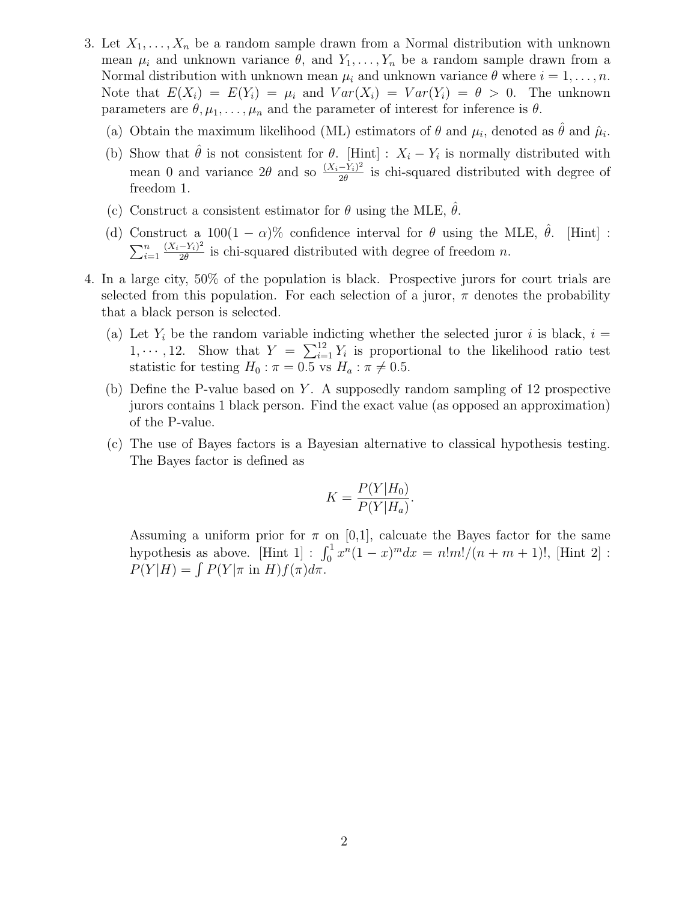3. Let $X_1, \ldots, X_n$ be a random sample drawn from a Normal distribution with unknown mean $\mu_i$ and unknown variance $\theta$, and $Y_1, \ldots, Y_n$ be a random sample drawn from a Normal distribution with unknown mean $\mu_i$ and unknown variance $\theta$ where $i = 1, \ldots, n$. Note that $E(X_i) = E(Y_i) = \mu_i$ and $Var(X_i) = Var(Y_i) = \theta > 0$. The unknown parameters are $\theta, \mu_1, \ldots, \mu_n$ and the parameter of interest for inference is $\theta$.

   (a) Obtain the maximum likelihood (ML) estimators of $\theta$ and $\mu_i$, denoted as $\hat{\theta}$ and $\hat{\mu}_i$.

   (b) Show that $\hat{\theta}$ is not consistent for $\theta$. [Hint] : $X_i - Y_i$ is normally distributed with mean 0 and variance $2\theta$ and so $\frac{(X_i - Y_i)^2}{2\theta}$ is chi-squared distributed with degree of freedom 1.

   (c) Construct a consistent estimator for $\theta$ using the MLE, $\hat{\theta}$.

   (d) Construct a $100(1-\alpha)\%$ confidence interval for $\theta$ using the MLE, $\hat{\theta}$. [Hint] : $\sum_{i=1}^{n} \frac{(X_i - Y_i)^2}{2\theta}$ is chi-squared distributed with degree of freedom $n$.

4. In a large city, 50% of the population is black. Prospective jurors for court trials are selected from this population. For each selection of a juror, $\pi$ denotes the probability that a black person is selected.

   (a) Let $Y_i$ be the random variable indicting whether the selected juror $i$ is black, $i = 1, \cdots, 12$. Show that $Y = \sum_{i=1}^{12} Y_i$ is proportional to the likelihood ratio test statistic for testing $H_0 : \pi = 0.5$ vs $H_a : \pi \neq 0.5$.

   (b) Define the P-value based on $Y$. A supposedly random sampling of 12 prospective jurors contains 1 black person. Find the exact value (as opposed an approximation) of the P-value.

   (c) The use of Bayes factors is a Bayesian alternative to classical hypothesis testing. The Bayes factor is defined as

   $$K = \frac{P(Y|H_0)}{P(Y|H_a)}.$$

   Assuming a uniform prior for $\pi$ on [0,1], calcuate the Bayes factor for the same hypothesis as above. [Hint 1] : $\int_0^1 x^n(1-x)^m dx = n!m!/(n+m+1)!$, [Hint 2] : $P(Y|H) = \int P(Y|\pi \text{ in } H) f(\pi) d\pi$.